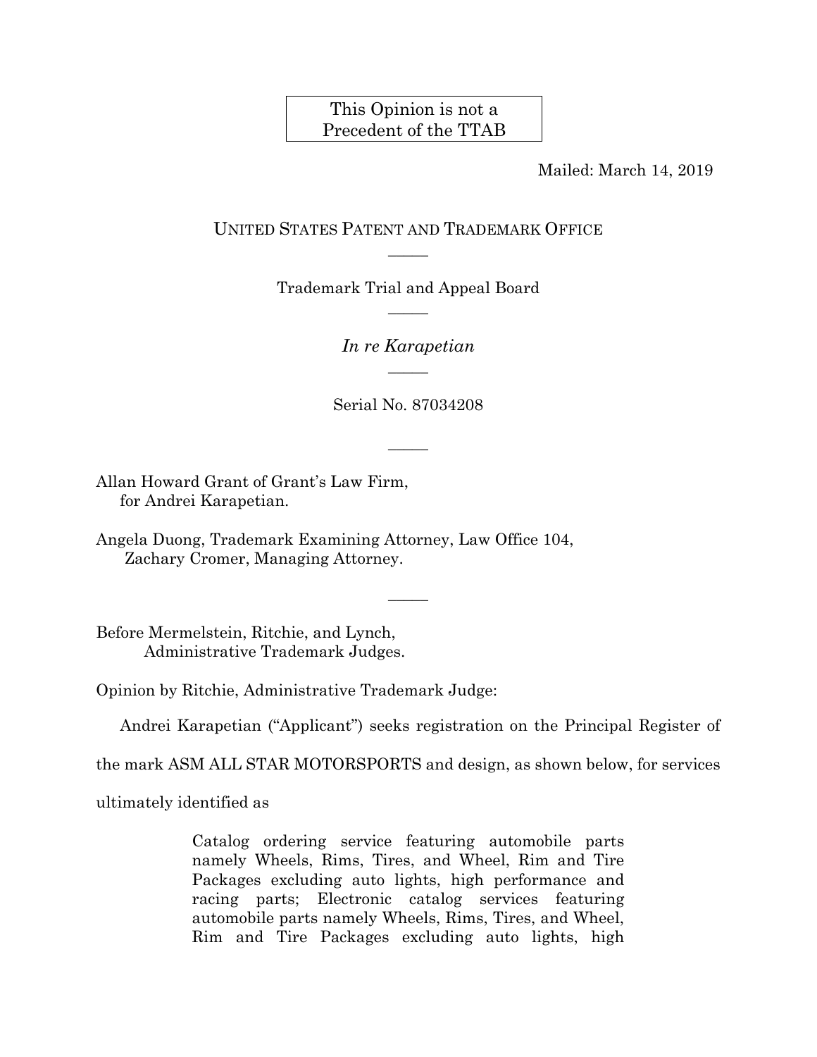This Opinion is not a Precedent of the TTAB

Mailed: March 14, 2019

UNITED STATES PATENT AND TRADEMARK OFFICE

Trademark Trial and Appeal Board

*In re Karapetian*

Serial No. 87034208

Allan Howard Grant of Grant's Law Firm,
for Andrei Karapetian.

Angela Duong, Trademark Examining Attorney, Law Office 104,
Zachary Cromer, Managing Attorney.

Before Mermelstein, Ritchie, and Lynch,
Administrative Trademark Judges.

Opinion by Ritchie, Administrative Trademark Judge:

Andrei Karapetian ("Applicant") seeks registration on the Principal Register of the mark ASM ALL STAR MOTORSPORTS and design, as shown below, for services ultimately identified as

> Catalog ordering service featuring automobile parts namely Wheels, Rims, Tires, and Wheel, Rim and Tire Packages excluding auto lights, high performance and racing parts; Electronic catalog services featuring automobile parts namely Wheels, Rims, Tires, and Wheel, Rim and Tire Packages excluding auto lights, high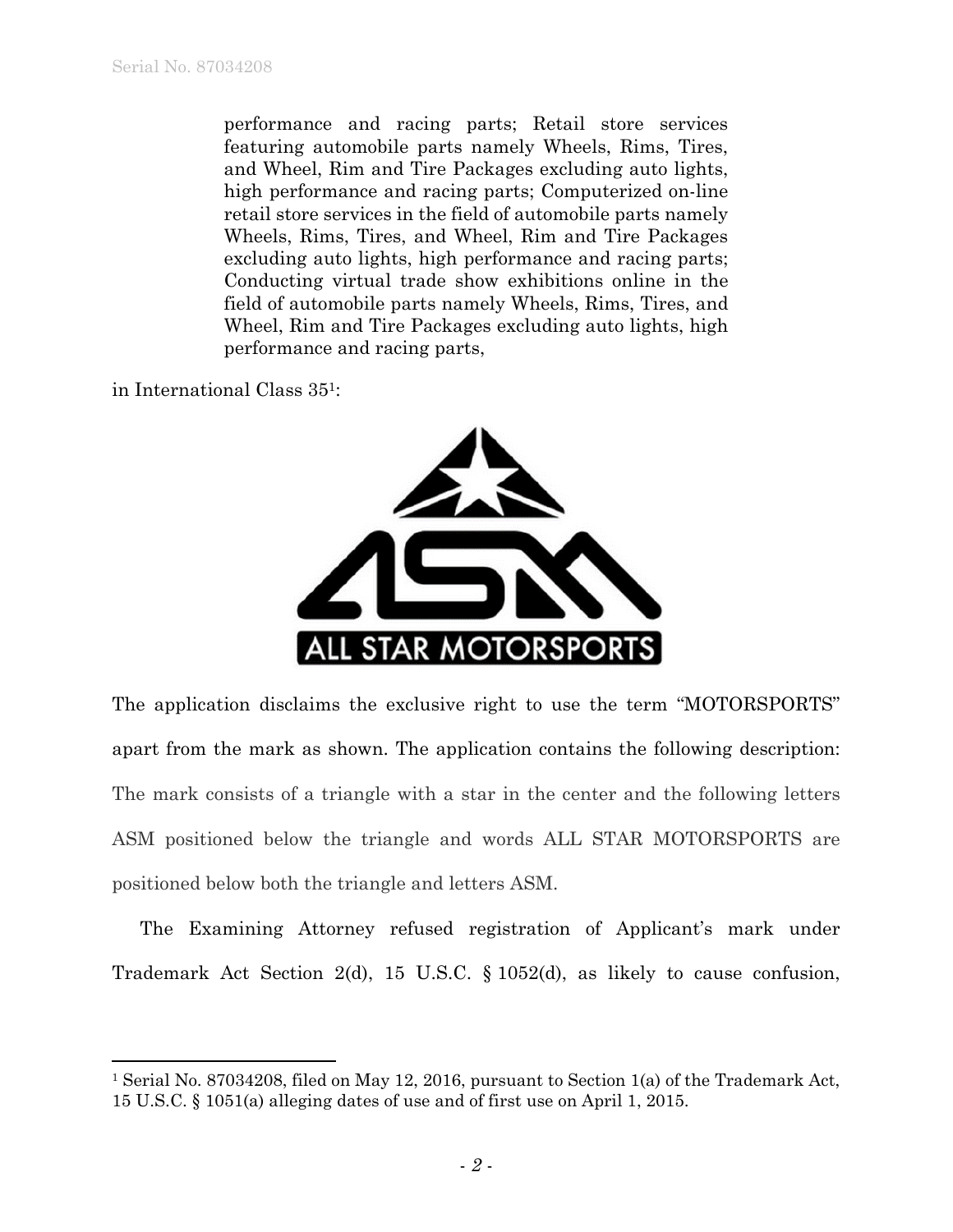> performance and racing parts; Retail store services featuring automobile parts namely Wheels, Rims, Tires, and Wheel, Rim and Tire Packages excluding auto lights, high performance and racing parts; Computerized on-line retail store services in the field of automobile parts namely Wheels, Rims, Tires, and Wheel, Rim and Tire Packages excluding auto lights, high performance and racing parts; Conducting virtual trade show exhibitions online in the field of automobile parts namely Wheels, Rims, Tires, and Wheel, Rim and Tire Packages excluding auto lights, high performance and racing parts,

in International Class 35[1]:

The application disclaims the exclusive right to use the term "MOTORSPORTS" apart from the mark as shown. The application contains the following description: The mark consists of a triangle with a star in the center and the following letters ASM positioned below the triangle and words ALL STAR MOTORSPORTS are positioned below both the triangle and letters ASM.

The Examining Attorney refused registration of Applicant's mark under Trademark Act Section 2(d), 15 U.S.C. § 1052(d), as likely to cause confusion,

---

[1] Serial No. 87034208, filed on May 12, 2016, pursuant to Section 1(a) of the Trademark Act, 15 U.S.C. § 1051(a) alleging dates of use and of first use on April 1, 2015.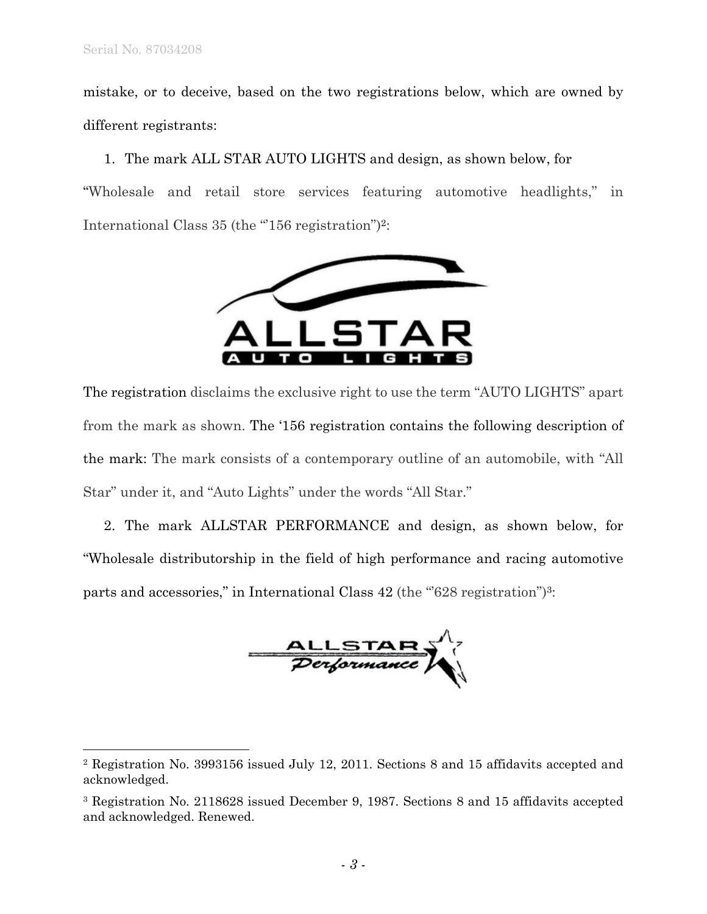mistake, or to deceive, based on the two registrations below, which are owned by different registrants:

1. The mark ALL STAR AUTO LIGHTS and design, as shown below, for "Wholesale and retail store services featuring automotive headlights," in International Class 35 (the "'156 registration")[2]:

The registration disclaims the exclusive right to use the term "AUTO LIGHTS" apart from the mark as shown. The '156 registration contains the following description of the mark: The mark consists of a contemporary outline of an automobile, with "All Star" under it, and "Auto Lights" under the words "All Star."

2. The mark ALLSTAR PERFORMANCE and design, as shown below, for "Wholesale distributorship in the field of high performance and racing automotive parts and accessories," in International Class 42 (the "'628 registration")[3]:

---

[2] Registration No. 3993156 issued July 12, 2011. Sections 8 and 15 affidavits accepted and acknowledged.

[3] Registration No. 2118628 issued December 9, 1987. Sections 8 and 15 affidavits accepted and acknowledged. Renewed.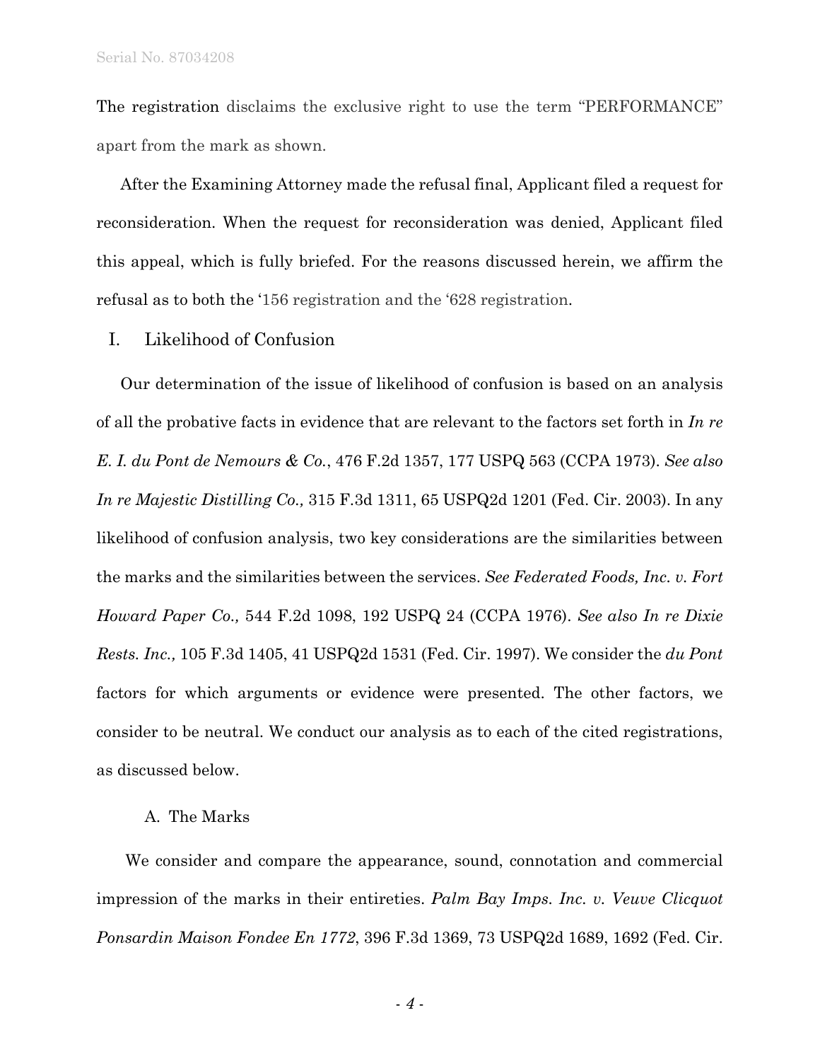The registration disclaims the exclusive right to use the term "PERFORMANCE" apart from the mark as shown.

After the Examining Attorney made the refusal final, Applicant filed a request for reconsideration. When the request for reconsideration was denied, Applicant filed this appeal, which is fully briefed. For the reasons discussed herein, we affirm the refusal as to both the '156 registration and the '628 registration.

## I. Likelihood of Confusion

Our determination of the issue of likelihood of confusion is based on an analysis of all the probative facts in evidence that are relevant to the factors set forth in *In re E. I. du Pont de Nemours & Co.*, 476 F.2d 1357, 177 USPQ 563 (CCPA 1973). *See also In re Majestic Distilling Co.,* 315 F.3d 1311, 65 USPQ2d 1201 (Fed. Cir. 2003). In any likelihood of confusion analysis, two key considerations are the similarities between the marks and the similarities between the services. *See Federated Foods, Inc. v. Fort Howard Paper Co.,* 544 F.2d 1098, 192 USPQ 24 (CCPA 1976). *See also In re Dixie Rests. Inc.,* 105 F.3d 1405, 41 USPQ2d 1531 (Fed. Cir. 1997). We consider the *du Pont* factors for which arguments or evidence were presented. The other factors, we consider to be neutral. We conduct our analysis as to each of the cited registrations, as discussed below.

### A. The Marks

We consider and compare the appearance, sound, connotation and commercial impression of the marks in their entireties. *Palm Bay Imps. Inc. v. Veuve Clicquot Ponsardin Maison Fondee En 1772*, 396 F.3d 1369, 73 USPQ2d 1689, 1692 (Fed. Cir.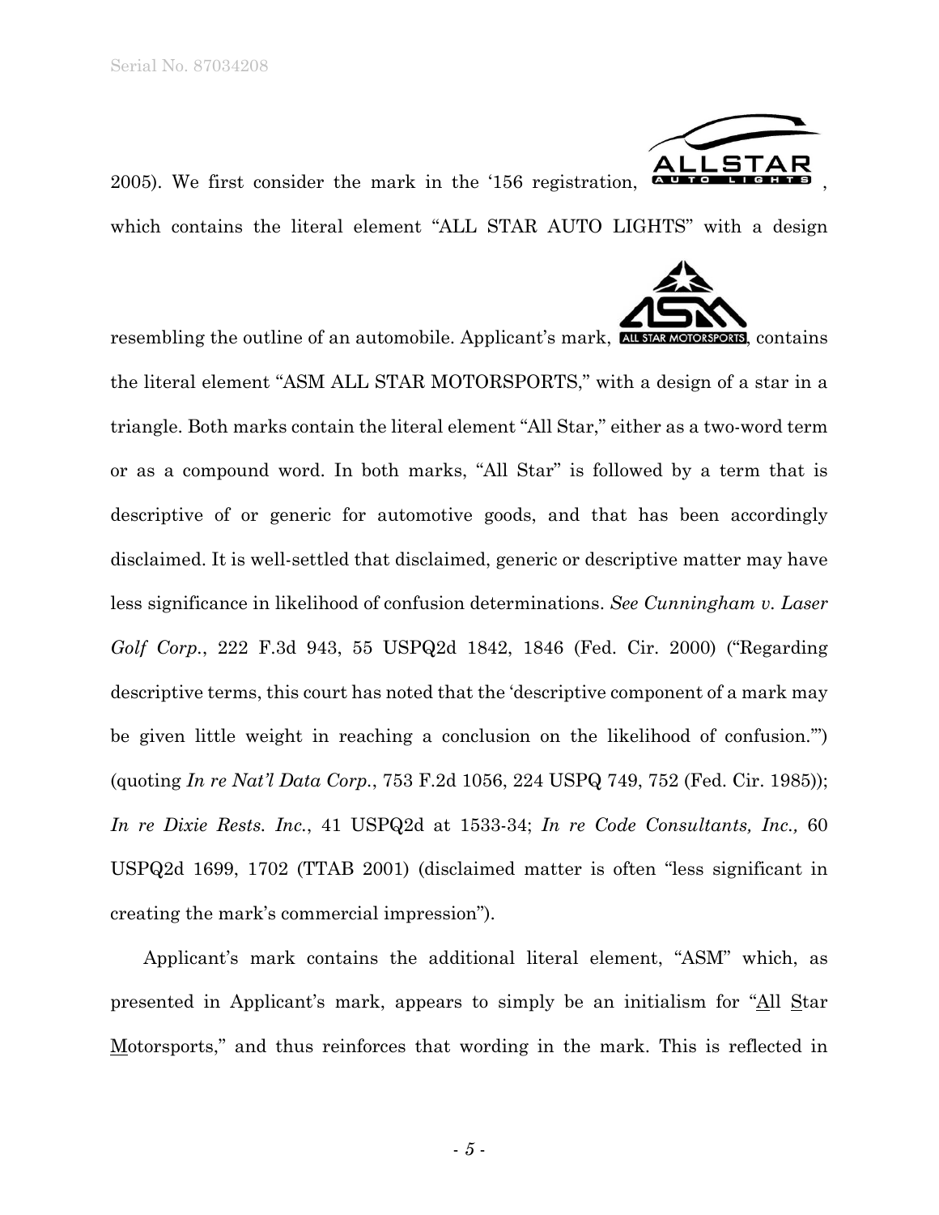2005). We first consider the mark in the '156 registration, ALLSTAR AUTO LIGHTS, which contains the literal element "ALL STAR AUTO LIGHTS" with a design resembling the outline of an automobile. Applicant's mark, ASM ALL STAR MOTORSPORTS, contains the literal element "ASM ALL STAR MOTORSPORTS," with a design of a star in a triangle. Both marks contain the literal element "All Star," either as a two-word term or as a compound word. In both marks, "All Star" is followed by a term that is descriptive of or generic for automotive goods, and that has been accordingly disclaimed. It is well-settled that disclaimed, generic or descriptive matter may have less significance in likelihood of confusion determinations. *See Cunningham v. Laser Golf Corp.*, 222 F.3d 943, 55 USPQ2d 1842, 1846 (Fed. Cir. 2000) ("Regarding descriptive terms, this court has noted that the 'descriptive component of a mark may be given little weight in reaching a conclusion on the likelihood of confusion.'") (quoting *In re Nat'l Data Corp.*, 753 F.2d 1056, 224 USPQ 749, 752 (Fed. Cir. 1985)); *In re Dixie Rests. Inc.*, 41 USPQ2d at 1533-34; *In re Code Consultants, Inc.,* 60 USPQ2d 1699, 1702 (TTAB 2001) (disclaimed matter is often "less significant in creating the mark's commercial impression").

Applicant's mark contains the additional literal element, "ASM" which, as presented in Applicant's mark, appears to simply be an initialism for "All Star Motorsports," and thus reinforces that wording in the mark. This is reflected in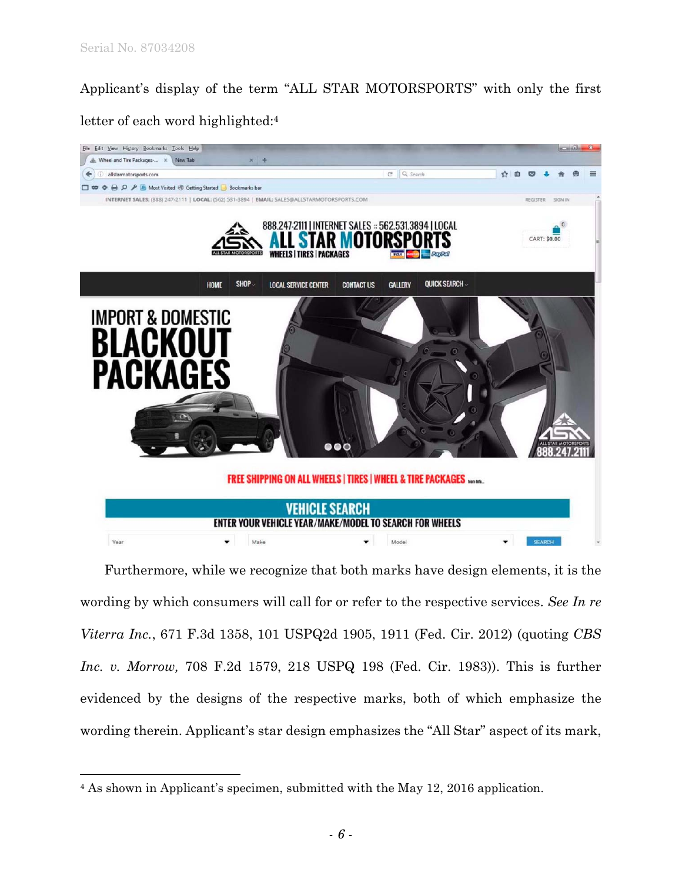Applicant's display of the term "ALL STAR MOTORSPORTS" with only the first letter of each word highlighted:[4]

Furthermore, while we recognize that both marks have design elements, it is the wording by which consumers will call for or refer to the respective services. *See In re Viterra Inc.*, 671 F.3d 1358, 101 USPQ2d 1905, 1911 (Fed. Cir. 2012) (quoting *CBS Inc. v. Morrow,* 708 F.2d 1579, 218 USPQ 198 (Fed. Cir. 1983)). This is further evidenced by the designs of the respective marks, both of which emphasize the wording therein. Applicant's star design emphasizes the "All Star" aspect of its mark,

[4] As shown in Applicant's specimen, submitted with the May 12, 2016 application.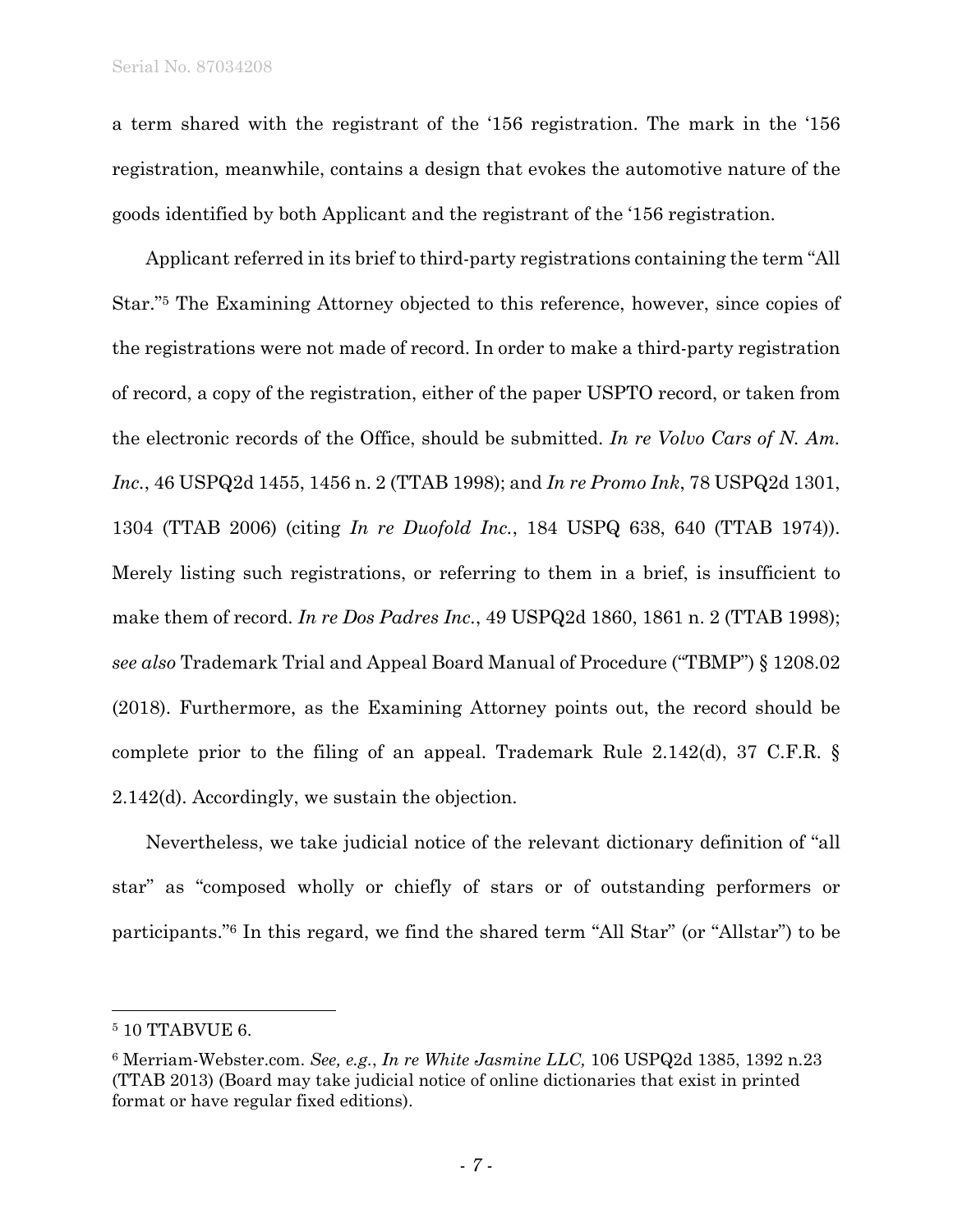a term shared with the registrant of the '156 registration. The mark in the '156 registration, meanwhile, contains a design that evokes the automotive nature of the goods identified by both Applicant and the registrant of the '156 registration.

Applicant referred in its brief to third-party registrations containing the term "All Star."[5] The Examining Attorney objected to this reference, however, since copies of the registrations were not made of record. In order to make a third-party registration of record, a copy of the registration, either of the paper USPTO record, or taken from the electronic records of the Office, should be submitted. *In re Volvo Cars of N. Am. Inc.*, 46 USPQ2d 1455, 1456 n. 2 (TTAB 1998); and *In re Promo Ink*, 78 USPQ2d 1301, 1304 (TTAB 2006) (citing *In re Duofold Inc.*, 184 USPQ 638, 640 (TTAB 1974)). Merely listing such registrations, or referring to them in a brief, is insufficient to make them of record. *In re Dos Padres Inc.*, 49 USPQ2d 1860, 1861 n. 2 (TTAB 1998); *see also* Trademark Trial and Appeal Board Manual of Procedure ("TBMP") § 1208.02 (2018). Furthermore, as the Examining Attorney points out, the record should be complete prior to the filing of an appeal. Trademark Rule 2.142(d), 37 C.F.R. § 2.142(d). Accordingly, we sustain the objection.

Nevertheless, we take judicial notice of the relevant dictionary definition of "all star" as "composed wholly or chiefly of stars or of outstanding performers or participants."[6] In this regard, we find the shared term "All Star" (or "Allstar") to be

---

[5] 10 TTABVUE 6.

[6] Merriam-Webster.com. *See, e.g.*, *In re White Jasmine LLC,* 106 USPQ2d 1385, 1392 n.23 (TTAB 2013) (Board may take judicial notice of online dictionaries that exist in printed format or have regular fixed editions).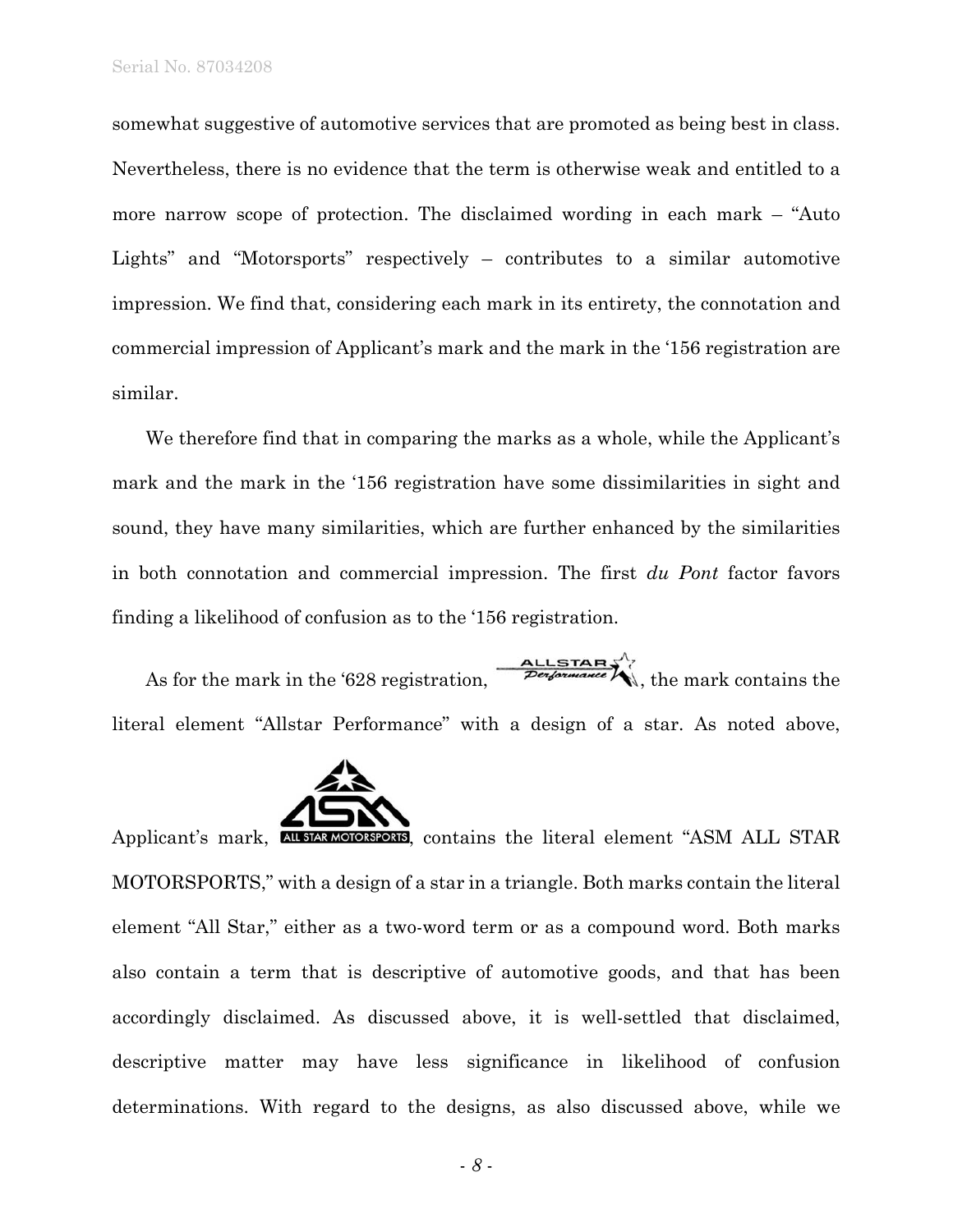somewhat suggestive of automotive services that are promoted as being best in class. Nevertheless, there is no evidence that the term is otherwise weak and entitled to a more narrow scope of protection. The disclaimed wording in each mark – "Auto Lights" and "Motorsports" respectively – contributes to a similar automotive impression. We find that, considering each mark in its entirety, the connotation and commercial impression of Applicant's mark and the mark in the '156 registration are similar.

We therefore find that in comparing the marks as a whole, while the Applicant's mark and the mark in the '156 registration have some dissimilarities in sight and sound, they have many similarities, which are further enhanced by the similarities in both connotation and commercial impression. The first *du Pont* factor favors finding a likelihood of confusion as to the '156 registration.

As for the mark in the '628 registration, ALLSTAR Performance, the mark contains the literal element "Allstar Performance" with a design of a star. As noted above, Applicant's mark, ASM ALL STAR MOTORSPORTS, contains the literal element "ASM ALL STAR MOTORSPORTS," with a design of a star in a triangle. Both marks contain the literal element "All Star," either as a two-word term or as a compound word. Both marks also contain a term that is descriptive of automotive goods, and that has been accordingly disclaimed. As discussed above, it is well-settled that disclaimed, descriptive matter may have less significance in likelihood of confusion determinations. With regard to the designs, as also discussed above, while we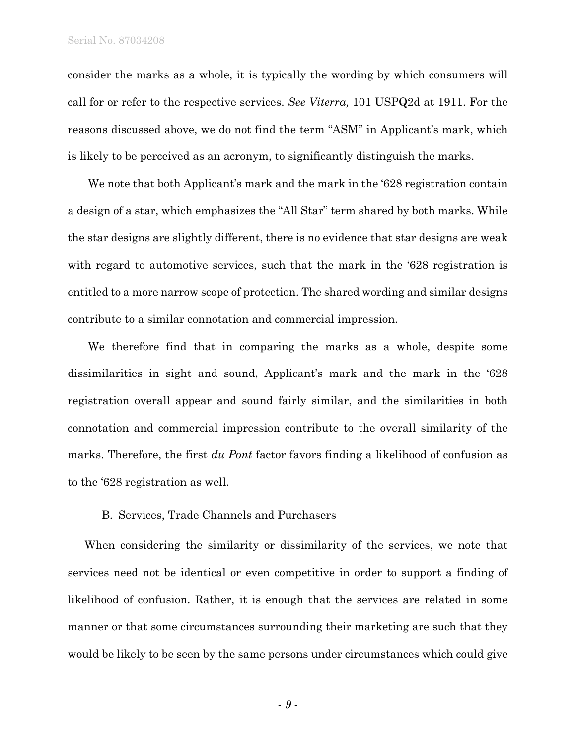consider the marks as a whole, it is typically the wording by which consumers will call for or refer to the respective services. *See Viterra,* 101 USPQ2d at 1911. For the reasons discussed above, we do not find the term "ASM" in Applicant's mark, which is likely to be perceived as an acronym, to significantly distinguish the marks.

We note that both Applicant's mark and the mark in the '628 registration contain a design of a star, which emphasizes the "All Star" term shared by both marks. While the star designs are slightly different, there is no evidence that star designs are weak with regard to automotive services, such that the mark in the '628 registration is entitled to a more narrow scope of protection. The shared wording and similar designs contribute to a similar connotation and commercial impression.

We therefore find that in comparing the marks as a whole, despite some dissimilarities in sight and sound, Applicant's mark and the mark in the '628 registration overall appear and sound fairly similar, and the similarities in both connotation and commercial impression contribute to the overall similarity of the marks. Therefore, the first *du Pont* factor favors finding a likelihood of confusion as to the '628 registration as well.

### B. Services, Trade Channels and Purchasers

When considering the similarity or dissimilarity of the services, we note that services need not be identical or even competitive in order to support a finding of likelihood of confusion. Rather, it is enough that the services are related in some manner or that some circumstances surrounding their marketing are such that they would be likely to be seen by the same persons under circumstances which could give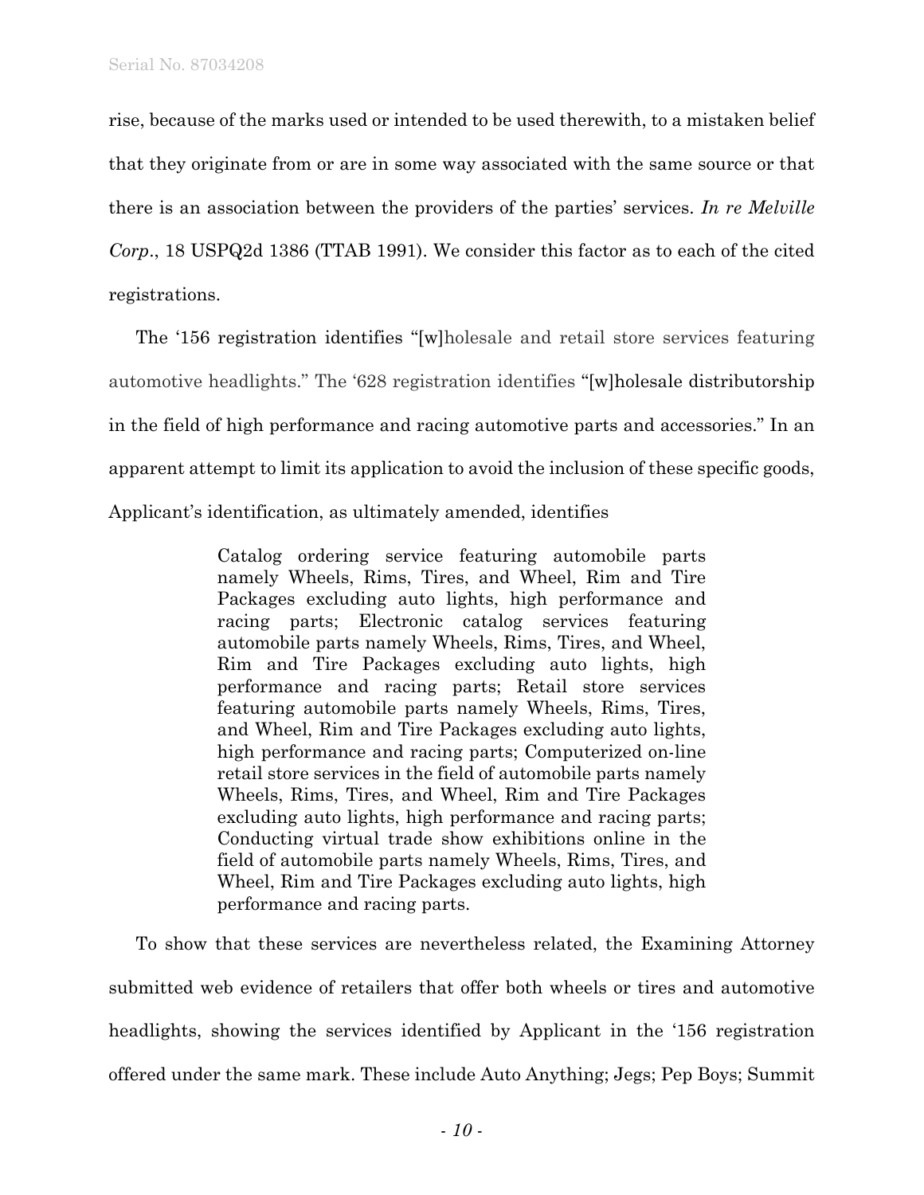rise, because of the marks used or intended to be used therewith, to a mistaken belief that they originate from or are in some way associated with the same source or that there is an association between the providers of the parties' services. *In re Melville Corp*., 18 USPQ2d 1386 (TTAB 1991). We consider this factor as to each of the cited registrations.

The '156 registration identifies "[w]holesale and retail store services featuring automotive headlights." The '628 registration identifies "[w]holesale distributorship in the field of high performance and racing automotive parts and accessories." In an apparent attempt to limit its application to avoid the inclusion of these specific goods, Applicant's identification, as ultimately amended, identifies

> Catalog ordering service featuring automobile parts namely Wheels, Rims, Tires, and Wheel, Rim and Tire Packages excluding auto lights, high performance and racing parts; Electronic catalog services featuring automobile parts namely Wheels, Rims, Tires, and Wheel, Rim and Tire Packages excluding auto lights, high performance and racing parts; Retail store services featuring automobile parts namely Wheels, Rims, Tires, and Wheel, Rim and Tire Packages excluding auto lights, high performance and racing parts; Computerized on-line retail store services in the field of automobile parts namely Wheels, Rims, Tires, and Wheel, Rim and Tire Packages excluding auto lights, high performance and racing parts; Conducting virtual trade show exhibitions online in the field of automobile parts namely Wheels, Rims, Tires, and Wheel, Rim and Tire Packages excluding auto lights, high performance and racing parts.

To show that these services are nevertheless related, the Examining Attorney submitted web evidence of retailers that offer both wheels or tires and automotive headlights, showing the services identified by Applicant in the '156 registration offered under the same mark. These include Auto Anything; Jegs; Pep Boys; Summit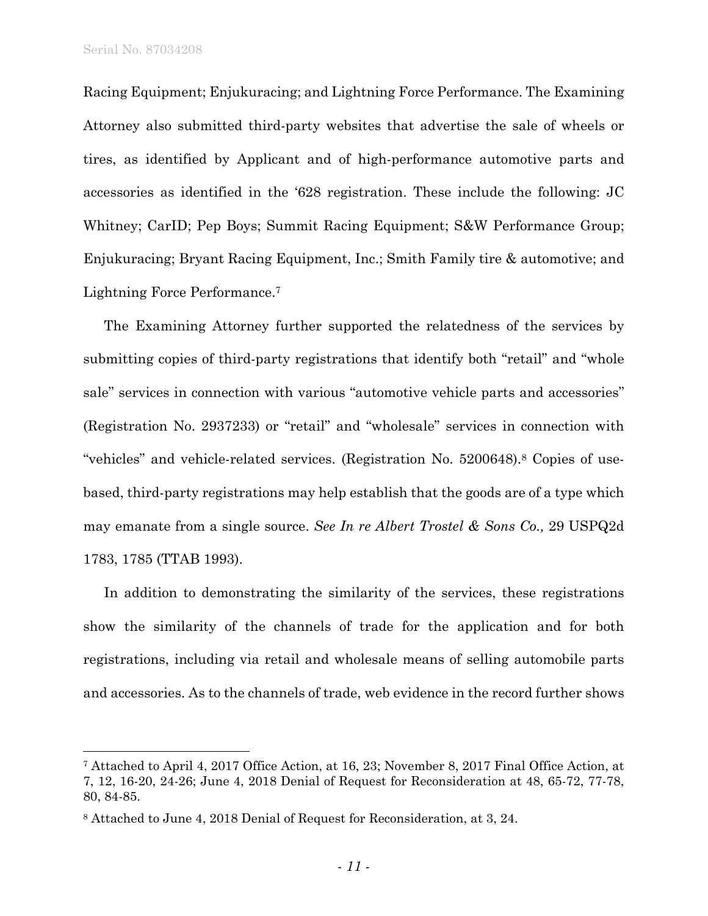Racing Equipment; Enjukuracing; and Lightning Force Performance. The Examining Attorney also submitted third-party websites that advertise the sale of wheels or tires, as identified by Applicant and of high-performance automotive parts and accessories as identified in the '628 registration. These include the following: JC Whitney; CarID; Pep Boys; Summit Racing Equipment; S&W Performance Group; Enjukuracing; Bryant Racing Equipment, Inc.; Smith Family tire & automotive; and Lightning Force Performance.[7]

The Examining Attorney further supported the relatedness of the services by submitting copies of third-party registrations that identify both "retail" and "whole sale" services in connection with various "automotive vehicle parts and accessories" (Registration No. 2937233) or "retail" and "wholesale" services in connection with "vehicles" and vehicle-related services. (Registration No. 5200648).[8] Copies of use-based, third-party registrations may help establish that the goods are of a type which may emanate from a single source. *See In re Albert Trostel & Sons Co.,* 29 USPQ2d 1783, 1785 (TTAB 1993).

In addition to demonstrating the similarity of the services, these registrations show the similarity of the channels of trade for the application and for both registrations, including via retail and wholesale means of selling automobile parts and accessories. As to the channels of trade, web evidence in the record further shows

---

[7] Attached to April 4, 2017 Office Action, at 16, 23; November 8, 2017 Final Office Action, at 7, 12, 16-20, 24-26; June 4, 2018 Denial of Request for Reconsideration at 48, 65-72, 77-78, 80, 84-85.

[8] Attached to June 4, 2018 Denial of Request for Reconsideration, at 3, 24.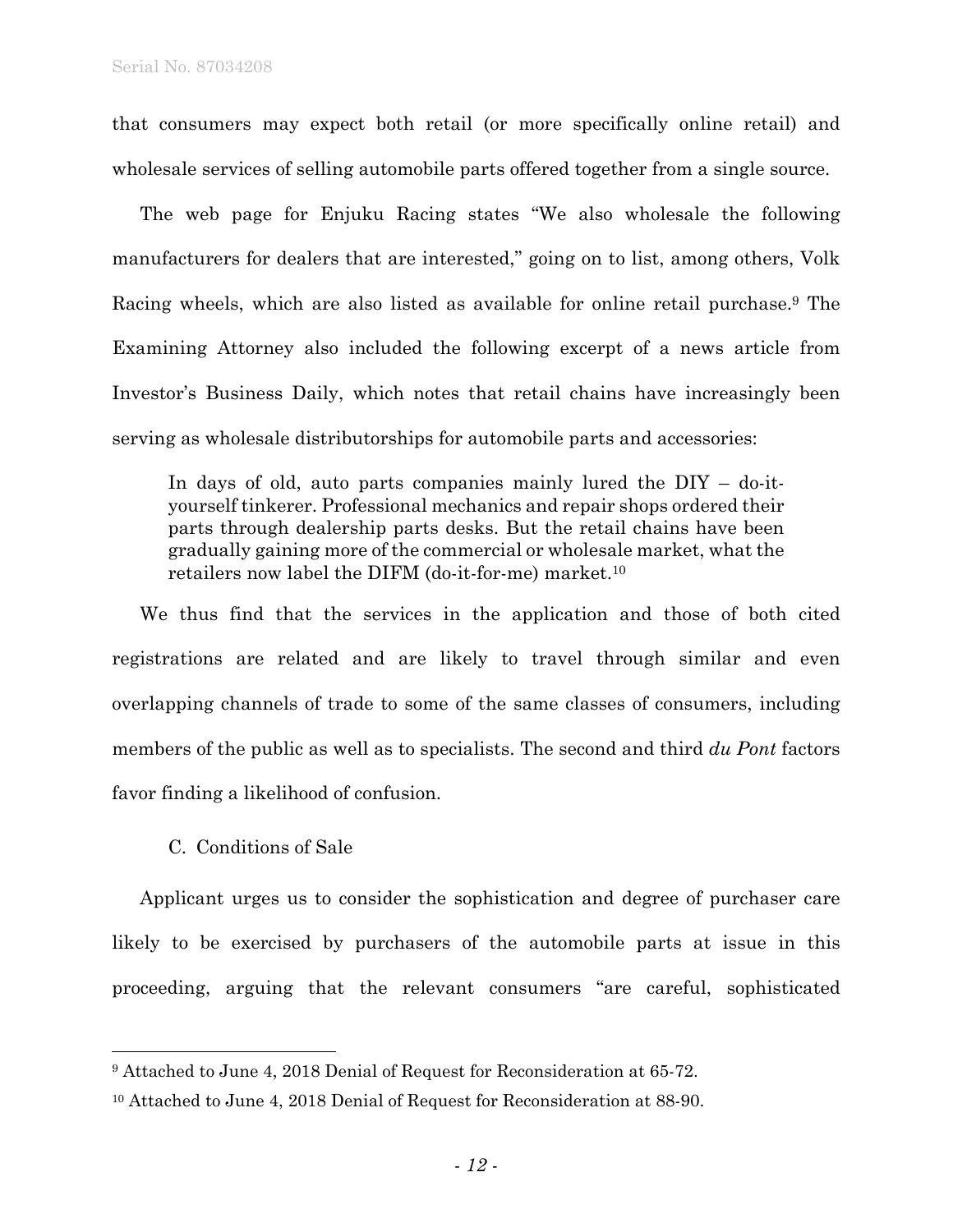that consumers may expect both retail (or more specifically online retail) and wholesale services of selling automobile parts offered together from a single source.

The web page for Enjuku Racing states "We also wholesale the following manufacturers for dealers that are interested," going on to list, among others, Volk Racing wheels, which are also listed as available for online retail purchase.[9] The Examining Attorney also included the following excerpt of a news article from Investor's Business Daily, which notes that retail chains have increasingly been serving as wholesale distributorships for automobile parts and accessories:

> In days of old, auto parts companies mainly lured the DIY – do-it-yourself tinkerer. Professional mechanics and repair shops ordered their parts through dealership parts desks. But the retail chains have been gradually gaining more of the commercial or wholesale market, what the retailers now label the DIFM (do-it-for-me) market.[10]

We thus find that the services in the application and those of both cited registrations are related and are likely to travel through similar and even overlapping channels of trade to some of the same classes of consumers, including members of the public as well as to specialists. The second and third *du Pont* factors favor finding a likelihood of confusion.

C. Conditions of Sale

Applicant urges us to consider the sophistication and degree of purchaser care likely to be exercised by purchasers of the automobile parts at issue in this proceeding, arguing that the relevant consumers "are careful, sophisticated

---

[9] Attached to June 4, 2018 Denial of Request for Reconsideration at 65-72.

[10] Attached to June 4, 2018 Denial of Request for Reconsideration at 88-90.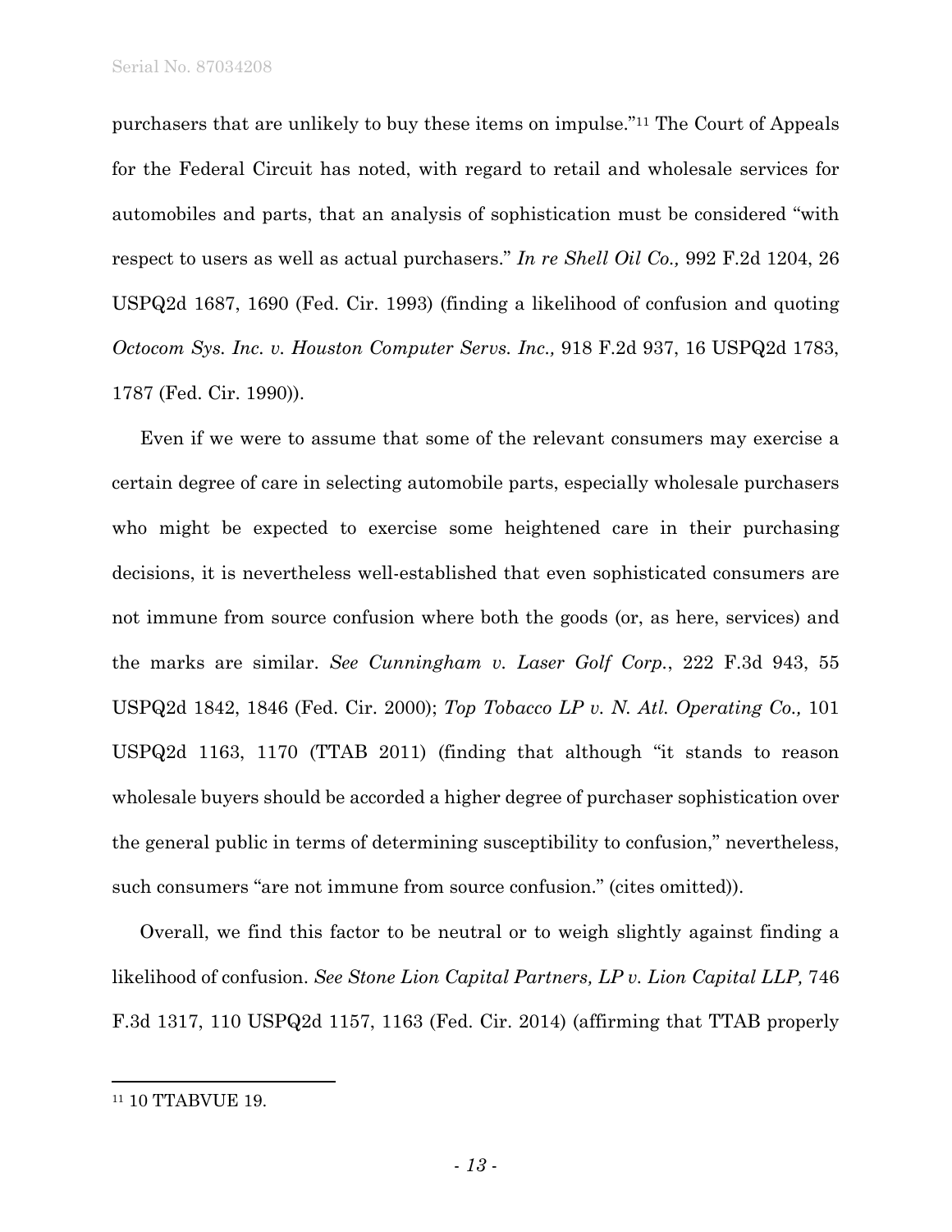purchasers that are unlikely to buy these items on impulse."[11] The Court of Appeals for the Federal Circuit has noted, with regard to retail and wholesale services for automobiles and parts, that an analysis of sophistication must be considered "with respect to users as well as actual purchasers." *In re Shell Oil Co.,* 992 F.2d 1204, 26 USPQ2d 1687, 1690 (Fed. Cir. 1993) (finding a likelihood of confusion and quoting *Octocom Sys. Inc. v. Houston Computer Servs. Inc.,* 918 F.2d 937, 16 USPQ2d 1783, 1787 (Fed. Cir. 1990)).

Even if we were to assume that some of the relevant consumers may exercise a certain degree of care in selecting automobile parts, especially wholesale purchasers who might be expected to exercise some heightened care in their purchasing decisions, it is nevertheless well-established that even sophisticated consumers are not immune from source confusion where both the goods (or, as here, services) and the marks are similar. *See Cunningham v. Laser Golf Corp.*, 222 F.3d 943, 55 USPQ2d 1842, 1846 (Fed. Cir. 2000); *Top Tobacco LP v. N. Atl. Operating Co.,* 101 USPQ2d 1163, 1170 (TTAB 2011) (finding that although "it stands to reason wholesale buyers should be accorded a higher degree of purchaser sophistication over the general public in terms of determining susceptibility to confusion," nevertheless, such consumers "are not immune from source confusion." (cites omitted)).

Overall, we find this factor to be neutral or to weigh slightly against finding a likelihood of confusion. *See Stone Lion Capital Partners, LP v. Lion Capital LLP,* 746 F.3d 1317, 110 USPQ2d 1157, 1163 (Fed. Cir. 2014) (affirming that TTAB properly

---

[11] 10 TTABVUE 19.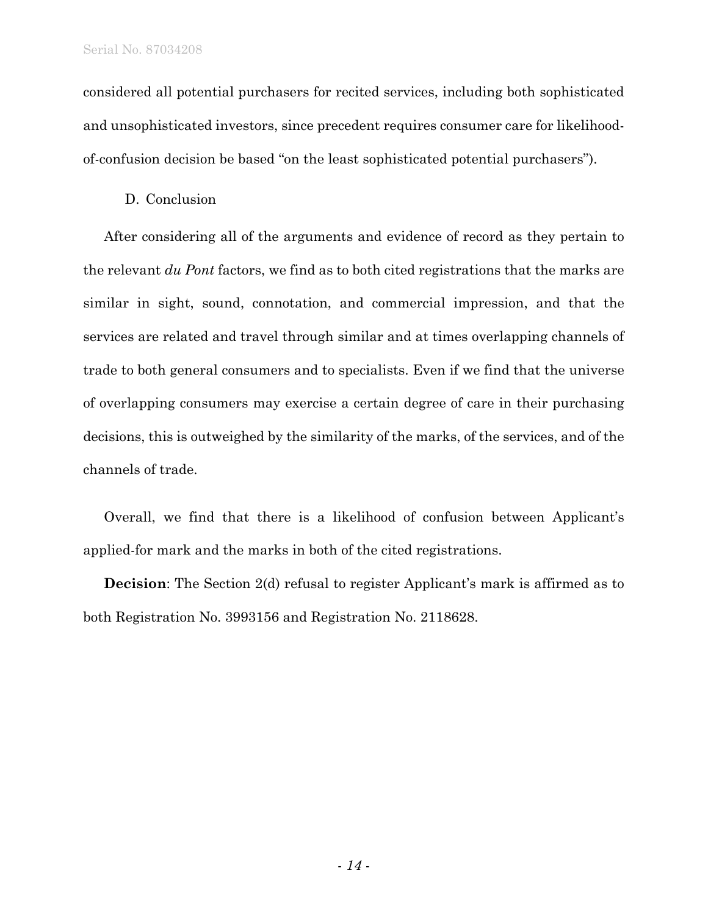considered all potential purchasers for recited services, including both sophisticated and unsophisticated investors, since precedent requires consumer care for likelihood-of-confusion decision be based "on the least sophisticated potential purchasers").

### D. Conclusion

After considering all of the arguments and evidence of record as they pertain to the relevant *du Pont* factors, we find as to both cited registrations that the marks are similar in sight, sound, connotation, and commercial impression, and that the services are related and travel through similar and at times overlapping channels of trade to both general consumers and to specialists. Even if we find that the universe of overlapping consumers may exercise a certain degree of care in their purchasing decisions, this is outweighed by the similarity of the marks, of the services, and of the channels of trade.

Overall, we find that there is a likelihood of confusion between Applicant's applied-for mark and the marks in both of the cited registrations.

**Decision**: The Section 2(d) refusal to register Applicant's mark is affirmed as to both Registration No. 3993156 and Registration No. 2118628.